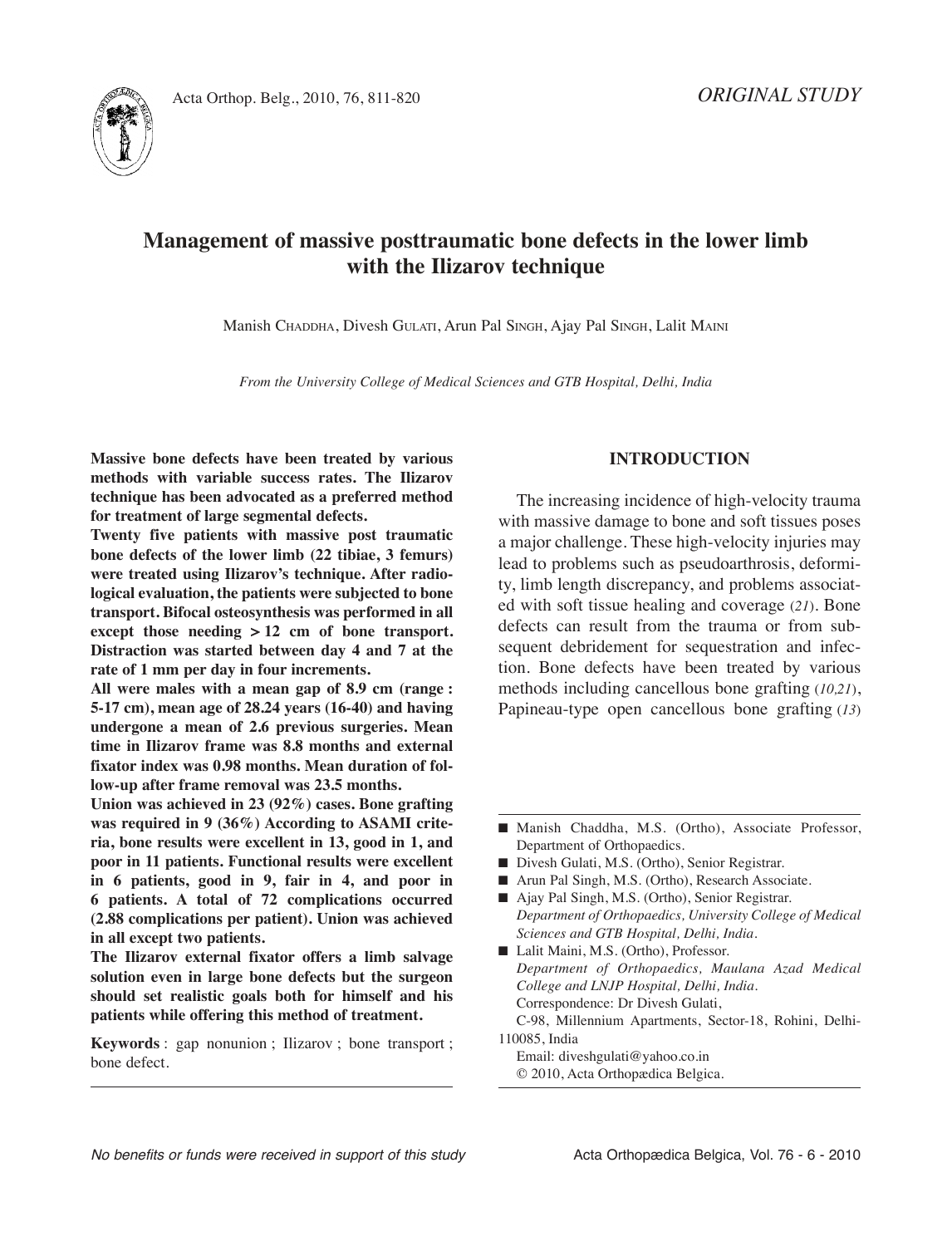*ORIGINAL STUDY*

# Management of massive posttraumatic bone defects in the lower limb with the Ilizarov technique

Manish Chaddha, Divesh Gulati, Arun Pal Singh, Ajay Pal Singh, Lalit Maini

*From the University College of Medical Sciences and GTB Hospital, Delhi, India*

**Massive bone defects have been treated by various methods with variable success rates. The Ilizarov technique has been advocated as a preferred method for treatment of large segmental defects.**

**Twenty five patients with massive post traumatic bone defects of the lower limb (22 tibiae, 3 femurs) were treated using Ilizarov's technique. After radiological evaluation, the patients were subjected to bone transport. Bifocal osteosynthesis was performed in all except those needing > 12 cm of bone transport. Distraction was started between day 4 and 7 at the rate of 1 mm per day in four increments.**

**All were males with a mean gap of 8.9 cm (range : 5-17 cm), mean age of 28.24 years (16-40) and having undergone a mean of 2.6 previous surgeries. Mean time in Ilizarov frame was 8.8 months and external fixator index was 0.98 months. Mean duration of follow-up after frame removal was 23.5 months.**

**Union was achieved in 23 (92%) cases. Bone grafting was required in 9 (36%) According to ASAMI criteria, bone results were excellent in 13, good in 1, and poor in 11 patients. Functional results were excellent in 6 patients, good in 9, fair in 4, and poor in 6 patients. A total of 72 complications occurred (2.88 complications per patient). Union was achieved in all except two patients.**

**The Ilizarov external fixator offers a limb salvage solution even in large bone defects but the surgeon should set realistic goals both for himself and his patients while offering this method of treatment.**

**Keywords** : gap nonunion ; Ilizarov ; bone transport ; bone defect.

## INTRODUCTION

The increasing incidence of high-velocity trauma with massive damage to bone and soft tissues poses a major challenge. These high-velocity injuries may lead to problems such as pseudoarthrosis, deformity, limb length discrepancy, and problems associated with soft tissue healing and coverage (*21*). Bone defects can result from the trauma or from subsequent debridement for sequestration and infection. Bone defects have been treated by various methods including cancellous bone grafting (*10,21*), Papineau-type open cancellous bone grafting (*13*)

- Manish Chaddha, M.S. (Ortho), Associate Professor, Department of Orthopaedics.
- Divesh Gulati, M.S. (Ortho), Senior Registrar.
- Arun Pal Singh, M.S. (Ortho), Research Associate.
- Ajay Pal Singh, M.S. (Ortho), Senior Registrar.
  *Department of Orthopaedics, University College of Medical Sciences and GTB Hospital, Delhi, India.*
- Lalit Maini, M.S. (Ortho), Professor.
  *Department of Orthopaedics, Maulana Azad Medical College and LNJP Hospital, Delhi, India.*
  Correspondence: Dr Divesh Gulati,
  C-98, Millennium Apartments, Sector-18, Rohini, Delhi-110085, India
  Email: diveshgulati@yahoo.co.in
  © 2010, Acta Orthopædica Belgica.

*No benefits or funds were received in support of this study*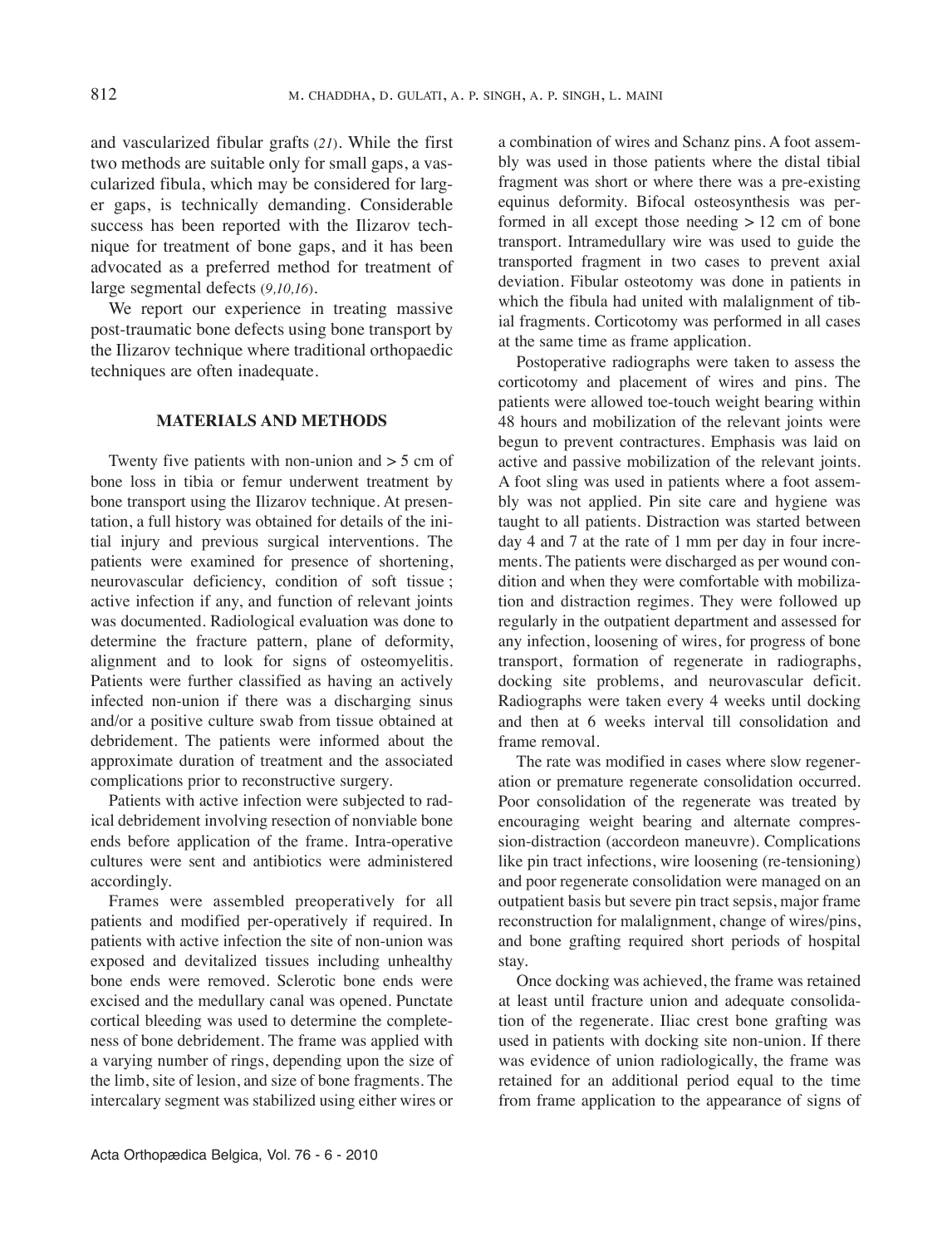and vascularized fibular grafts (21). While the first two methods are suitable only for small gaps, a vascularized fibula, which may be considered for larger gaps, is technically demanding. Considerable success has been reported with the Ilizarov technique for treatment of bone gaps, and it has been advocated as a preferred method for treatment of large segmental defects (9,10,16).

We report our experience in treating massive post-traumatic bone defects using bone transport by the Ilizarov technique where traditional orthopaedic techniques are often inadequate.

## MATERIALS AND METHODS

Twenty five patients with non-union and > 5 cm of bone loss in tibia or femur underwent treatment by bone transport using the Ilizarov technique. At presentation, a full history was obtained for details of the initial injury and previous surgical interventions. The patients were examined for presence of shortening, neurovascular deficiency, condition of soft tissue ; active infection if any, and function of relevant joints was documented. Radiological evaluation was done to determine the fracture pattern, plane of deformity, alignment and to look for signs of osteomyelitis. Patients were further classified as having an actively infected non-union if there was a discharging sinus and/or a positive culture swab from tissue obtained at debridement. The patients were informed about the approximate duration of treatment and the associated complications prior to reconstructive surgery.

Patients with active infection were subjected to radical debridement involving resection of nonviable bone ends before application of the frame. Intra-operative cultures were sent and antibiotics were administered accordingly.

Frames were assembled preoperatively for all patients and modified per-operatively if required. In patients with active infection the site of non-union was exposed and devitalized tissues including unhealthy bone ends were removed. Sclerotic bone ends were excised and the medullary canal was opened. Punctate cortical bleeding was used to determine the completeness of bone debridement. The frame was applied with a varying number of rings, depending upon the size of the limb, site of lesion, and size of bone fragments. The intercalary segment was stabilized using either wires or a combination of wires and Schanz pins. A foot assembly was used in those patients where the distal tibial fragment was short or where there was a pre-existing equinus deformity. Bifocal osteosynthesis was performed in all except those needing > 12 cm of bone transport. Intramedullary wire was used to guide the transported fragment in two cases to prevent axial deviation. Fibular osteotomy was done in patients in which the fibula had united with malalignment of tibial fragments. Corticotomy was performed in all cases at the same time as frame application.

Postoperative radiographs were taken to assess the corticotomy and placement of wires and pins. The patients were allowed toe-touch weight bearing within 48 hours and mobilization of the relevant joints were begun to prevent contractures. Emphasis was laid on active and passive mobilization of the relevant joints. A foot sling was used in patients where a foot assembly was not applied. Pin site care and hygiene was taught to all patients. Distraction was started between day 4 and 7 at the rate of 1 mm per day in four increments. The patients were discharged as per wound condition and when they were comfortable with mobilization and distraction regimes. They were followed up regularly in the outpatient department and assessed for any infection, loosening of wires, for progress of bone transport, formation of regenerate in radiographs, docking site problems, and neurovascular deficit. Radiographs were taken every 4 weeks until docking and then at 6 weeks interval till consolidation and frame removal.

The rate was modified in cases where slow regeneration or premature regenerate consolidation occurred. Poor consolidation of the regenerate was treated by encouraging weight bearing and alternate compression-distraction (accordeon maneuvre). Complications like pin tract infections, wire loosening (re-tensioning) and poor regenerate consolidation were managed on an outpatient basis but severe pin tract sepsis, major frame reconstruction for malalignment, change of wires/pins, and bone grafting required short periods of hospital stay.

Once docking was achieved, the frame was retained at least until fracture union and adequate consolidation of the regenerate. Iliac crest bone grafting was used in patients with docking site non-union. If there was evidence of union radiologically, the frame was retained for an additional period equal to the time from frame application to the appearance of signs of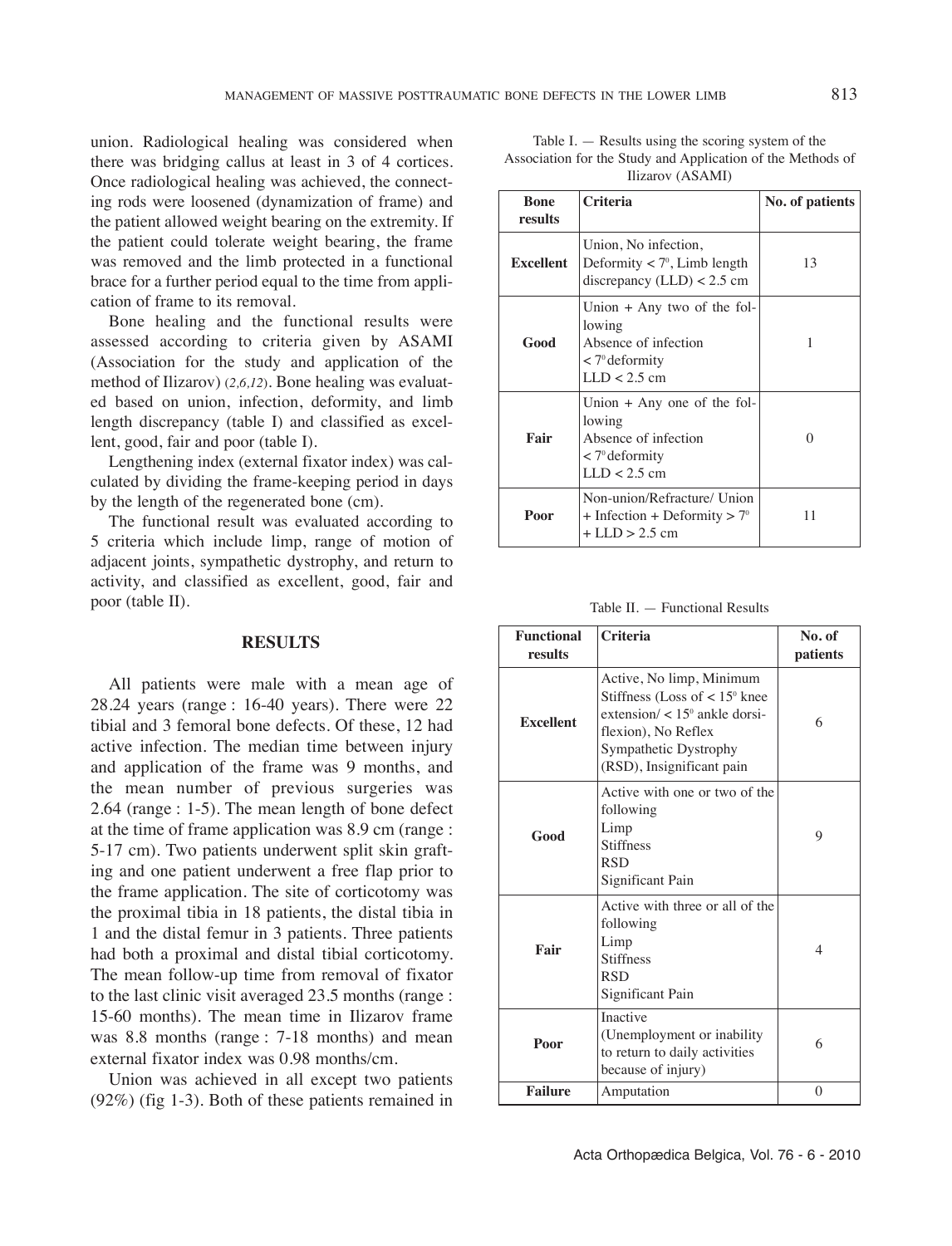union. Radiological healing was considered when there was bridging callus at least in 3 of 4 cortices. Once radiological healing was achieved, the connecting rods were loosened (dynamization of frame) and the patient allowed weight bearing on the extremity. If the patient could tolerate weight bearing, the frame was removed and the limb protected in a functional brace for a further period equal to the time from application of frame to its removal.

Bone healing and the functional results were assessed according to criteria given by ASAMI (Association for the study and application of the method of Ilizarov) (*2,6,12*). Bone healing was evaluated based on union, infection, deformity, and limb length discrepancy (table I) and classified as excellent, good, fair and poor (table I).

Lengthening index (external fixator index) was calculated by dividing the frame-keeping period in days by the length of the regenerated bone (cm).

The functional result was evaluated according to 5 criteria which include limp, range of motion of adjacent joints, sympathetic dystrophy, and return to activity, and classified as excellent, good, fair and poor (table II).

## RESULTS

All patients were male with a mean age of 28.24 years (range : 16-40 years). There were 22 tibial and 3 femoral bone defects. Of these, 12 had active infection. The median time between injury and application of the frame was 9 months, and the mean number of previous surgeries was 2.64 (range : 1-5). The mean length of bone defect at the time of frame application was 8.9 cm (range : 5-17 cm). Two patients underwent split skin grafting and one patient underwent a free flap prior to the frame application. The site of corticotomy was the proximal tibia in 18 patients, the distal tibia in 1 and the distal femur in 3 patients. Three patients had both a proximal and distal tibial corticotomy. The mean follow-up time from removal of fixator to the last clinic visit averaged 23.5 months (range : 15-60 months). The mean time in Ilizarov frame was 8.8 months (range : 7-18 months) and mean external fixator index was 0.98 months/cm.

Union was achieved in all except two patients (92%) (fig 1-3). Both of these patients remained in

Table I. — Results using the scoring system of the Association for the Study and Application of the Methods of Ilizarov (ASAMI)

| Bone results | Criteria | No. of patients |
|---|---|---|
| **Excellent** | Union, No infection, Deformity < 7°, Limb length discrepancy (LLD) < 2.5 cm | 13 |
| **Good** | Union + Any two of the following<br>Absence of infection<br>< 7° deformity<br>LLD < 2.5 cm | 1 |
| **Fair** | Union + Any one of the following<br>Absence of infection<br>< 7° deformity<br>LLD < 2.5 cm | 0 |
| **Poor** | Non-union/Refracture/ Union + Infection + Deformity > 7° + LLD > 2.5 cm | 11 |

Table II. — Functional Results

| Functional results | Criteria | No. of patients |
|---|---|---|
| **Excellent** | Active, No limp, Minimum Stiffness (Loss of < 15° knee extension/ < 15° ankle dorsiflexion), No Reflex Sympathetic Dystrophy (RSD), Insignificant pain | 6 |
| **Good** | Active with one or two of the following<br>Limp<br>Stiffness<br>RSD<br>Significant Pain | 9 |
| **Fair** | Active with three or all of the following<br>Limp<br>Stiffness<br>RSD<br>Significant Pain | 4 |
| **Poor** | Inactive (Unemployment or inability to return to daily activities because of injury) | 6 |
| **Failure** | Amputation | 0 |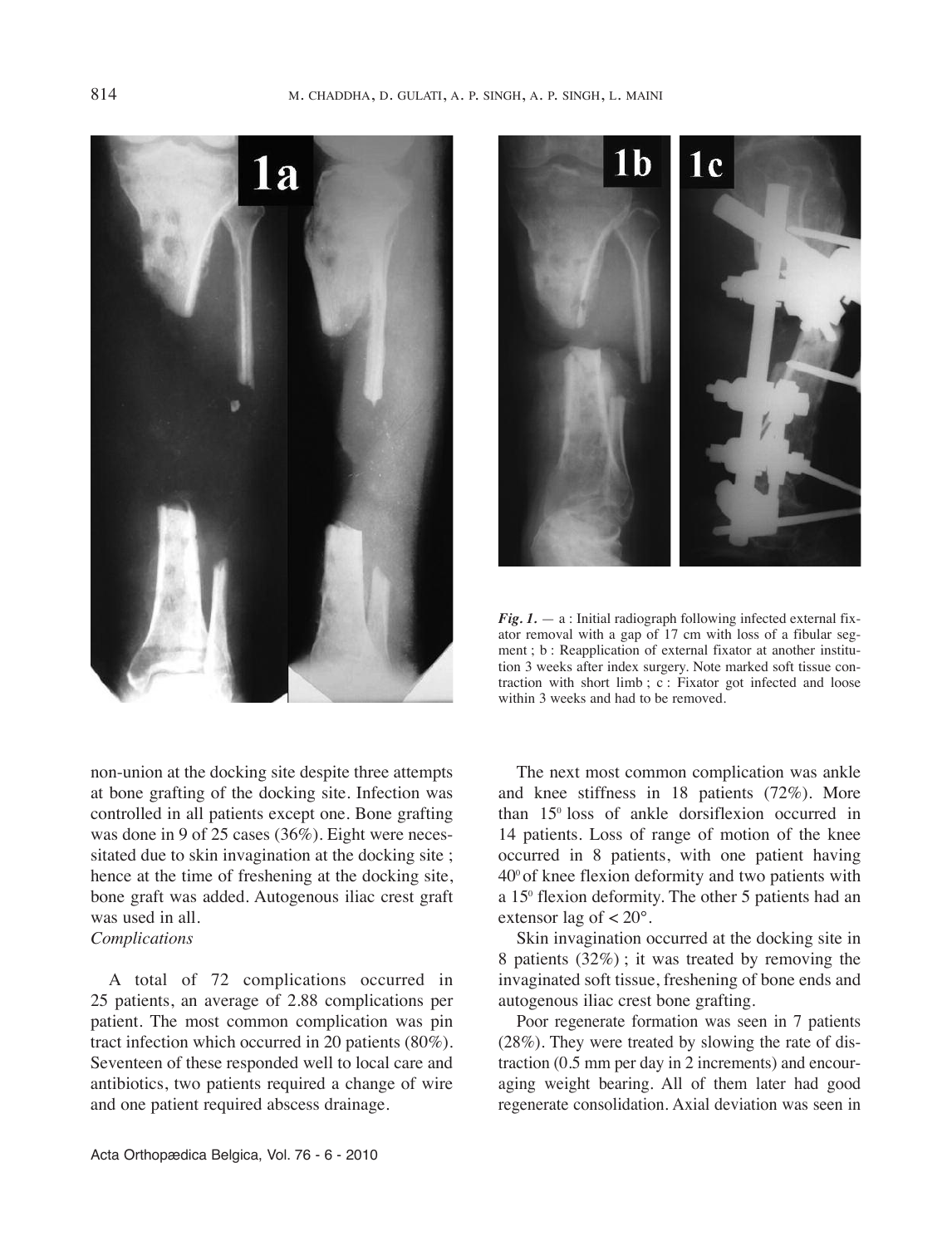*Fig. 1.* — a : Initial radiograph following infected external fixator removal with a gap of 17 cm with loss of a fibular segment ; b : Reapplication of external fixator at another institution 3 weeks after index surgery. Note marked soft tissue contraction with short limb ; c : Fixator got infected and loose within 3 weeks and had to be removed.

non-union at the docking site despite three attempts at bone grafting of the docking site. Infection was controlled in all patients except one. Bone grafting was done in 9 of 25 cases (36%). Eight were necessitated due to skin invagination at the docking site ; hence at the time of freshening at the docking site, bone graft was added. Autogenous iliac crest graft was used in all.

*Complications*

A total of 72 complications occurred in 25 patients, an average of 2.88 complications per patient. The most common complication was pin tract infection which occurred in 20 patients (80%). Seventeen of these responded well to local care and antibiotics, two patients required a change of wire and one patient required abscess drainage.

The next most common complication was ankle and knee stiffness in 18 patients (72%). More than $15^{0}$ loss of ankle dorsiflexion occurred in 14 patients. Loss of range of motion of the knee occurred in 8 patients, with one patient having $40^{0}$ of knee flexion deformity and two patients with a $15^{0}$ flexion deformity. The other 5 patients had an extensor lag of $< 20°$.

Skin invagination occurred at the docking site in 8 patients (32%) ; it was treated by removing the invaginated soft tissue, freshening of bone ends and autogenous iliac crest bone grafting.

Poor regenerate formation was seen in 7 patients (28%). They were treated by slowing the rate of distraction (0.5 mm per day in 2 increments) and encouraging weight bearing. All of them later had good regenerate consolidation. Axial deviation was seen in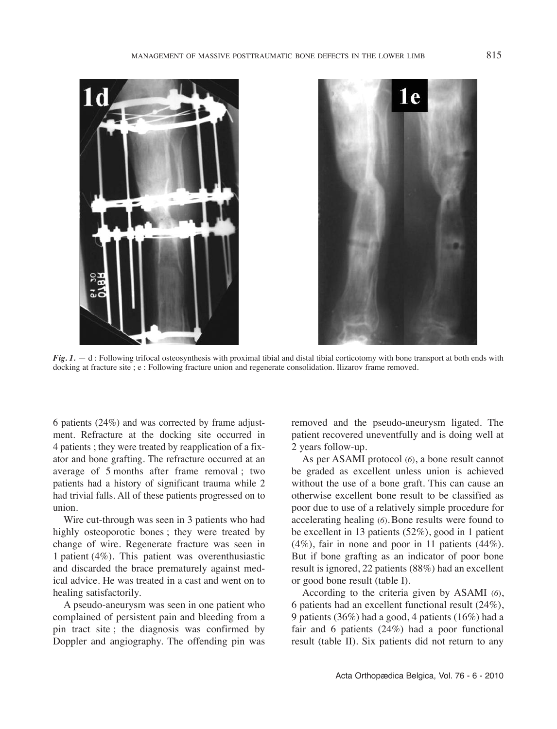*Fig. 1.* — d : Following trifocal osteosynthesis with proximal tibial and distal tibial corticotomy with bone transport at both ends with docking at fracture site ; e : Following fracture union and regenerate consolidation. Ilizarov frame removed.

6 patients (24%) and was corrected by frame adjustment. Refracture at the docking site occurred in 4 patients ; they were treated by reapplication of a fixator and bone grafting. The refracture occurred at an average of 5 months after frame removal ; two patients had a history of significant trauma while 2 had trivial falls. All of these patients progressed on to union.

Wire cut-through was seen in 3 patients who had highly osteoporotic bones ; they were treated by change of wire. Regenerate fracture was seen in 1 patient (4%). This patient was overenthusiastic and discarded the brace prematurely against medical advice. He was treated in a cast and went on to healing satisfactorily.

A pseudo-aneurysm was seen in one patient who complained of persistent pain and bleeding from a pin tract site ; the diagnosis was confirmed by Doppler and angiography. The offending pin was removed and the pseudo-aneurysm ligated. The patient recovered uneventfully and is doing well at 2 years follow-up.

As per ASAMI protocol (6), a bone result cannot be graded as excellent unless union is achieved without the use of a bone graft. This can cause an otherwise excellent bone result to be classified as poor due to use of a relatively simple procedure for accelerating healing (6). Bone results were found to be excellent in 13 patients (52%), good in 1 patient (4%), fair in none and poor in 11 patients (44%). But if bone grafting as an indicator of poor bone result is ignored, 22 patients (88%) had an excellent or good bone result (table I).

According to the criteria given by ASAMI (6), 6 patients had an excellent functional result (24%), 9 patients (36%) had a good, 4 patients (16%) had a fair and 6 patients (24%) had a poor functional result (table II). Six patients did not return to any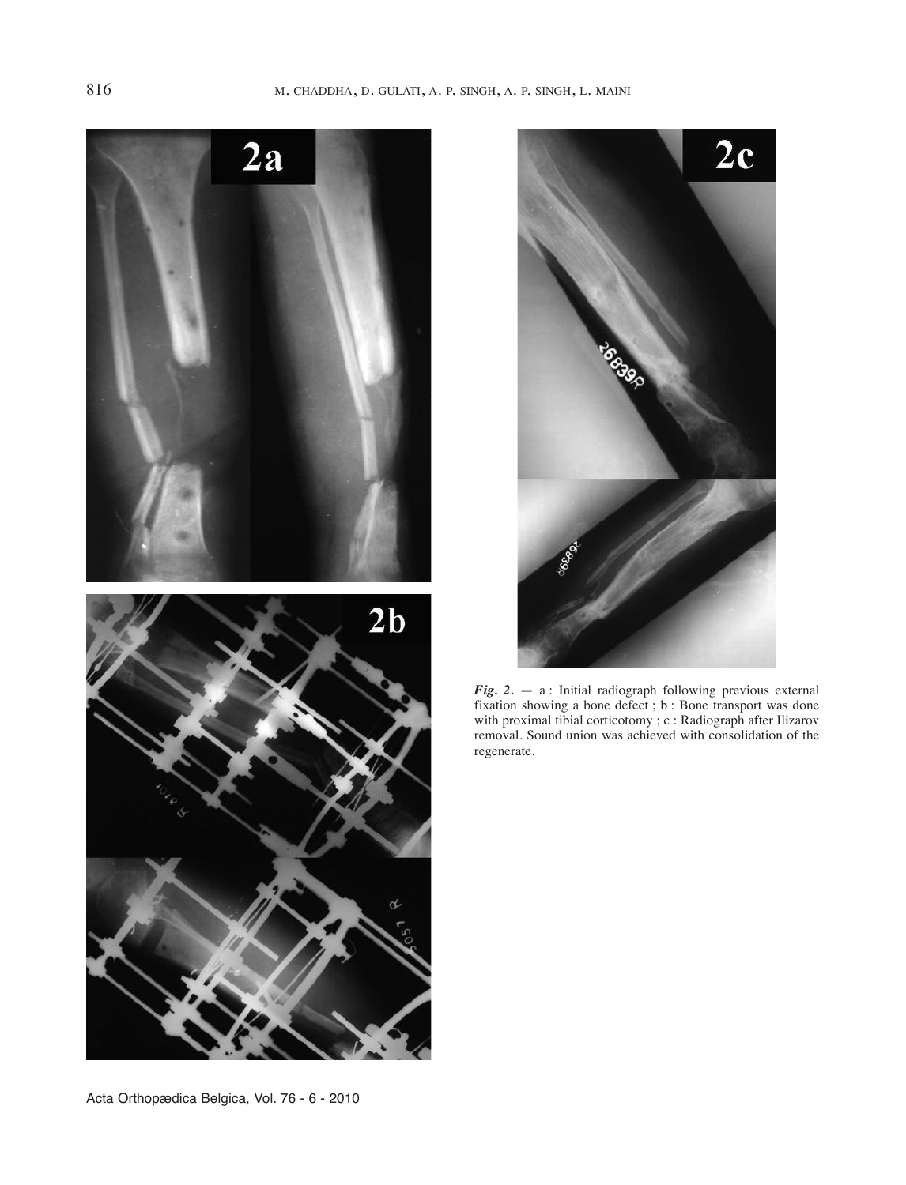*Fig. 2.* — a : Initial radiograph following previous external fixation showing a bone defect ; b : Bone transport was done with proximal tibial corticotomy ; c : Radiograph after Ilizarov removal. Sound union was achieved with consolidation of the regenerate.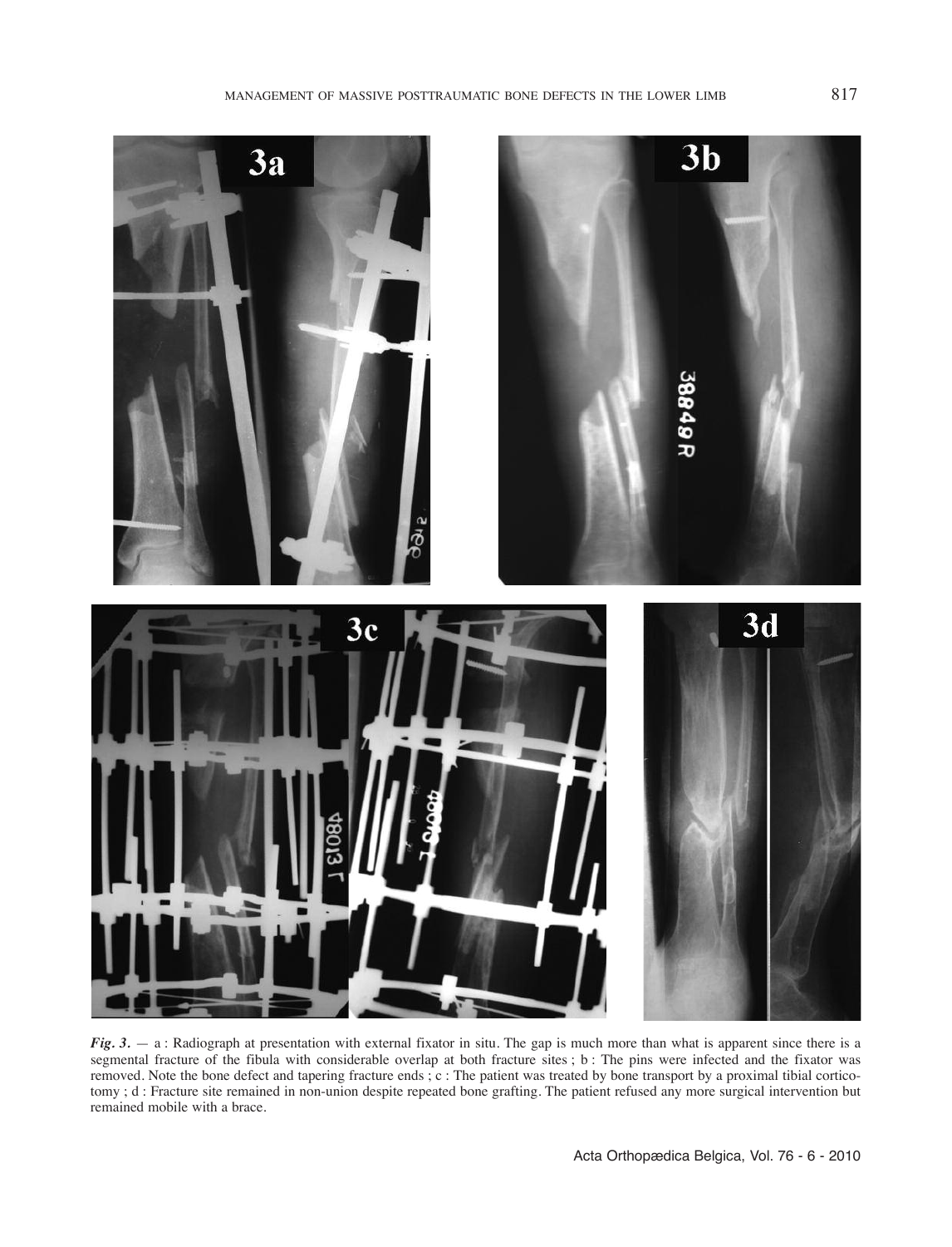*Fig. 3.* — a : Radiograph at presentation with external fixator in situ. The gap is much more than what is apparent since there is a segmental fracture of the fibula with considerable overlap at both fracture sites ; b : The pins were infected and the fixator was removed. Note the bone defect and tapering fracture ends ; c : The patient was treated by bone transport by a proximal tibial corticotomy ; d : Fracture site remained in non-union despite repeated bone grafting. The patient refused any more surgical intervention but remained mobile with a brace.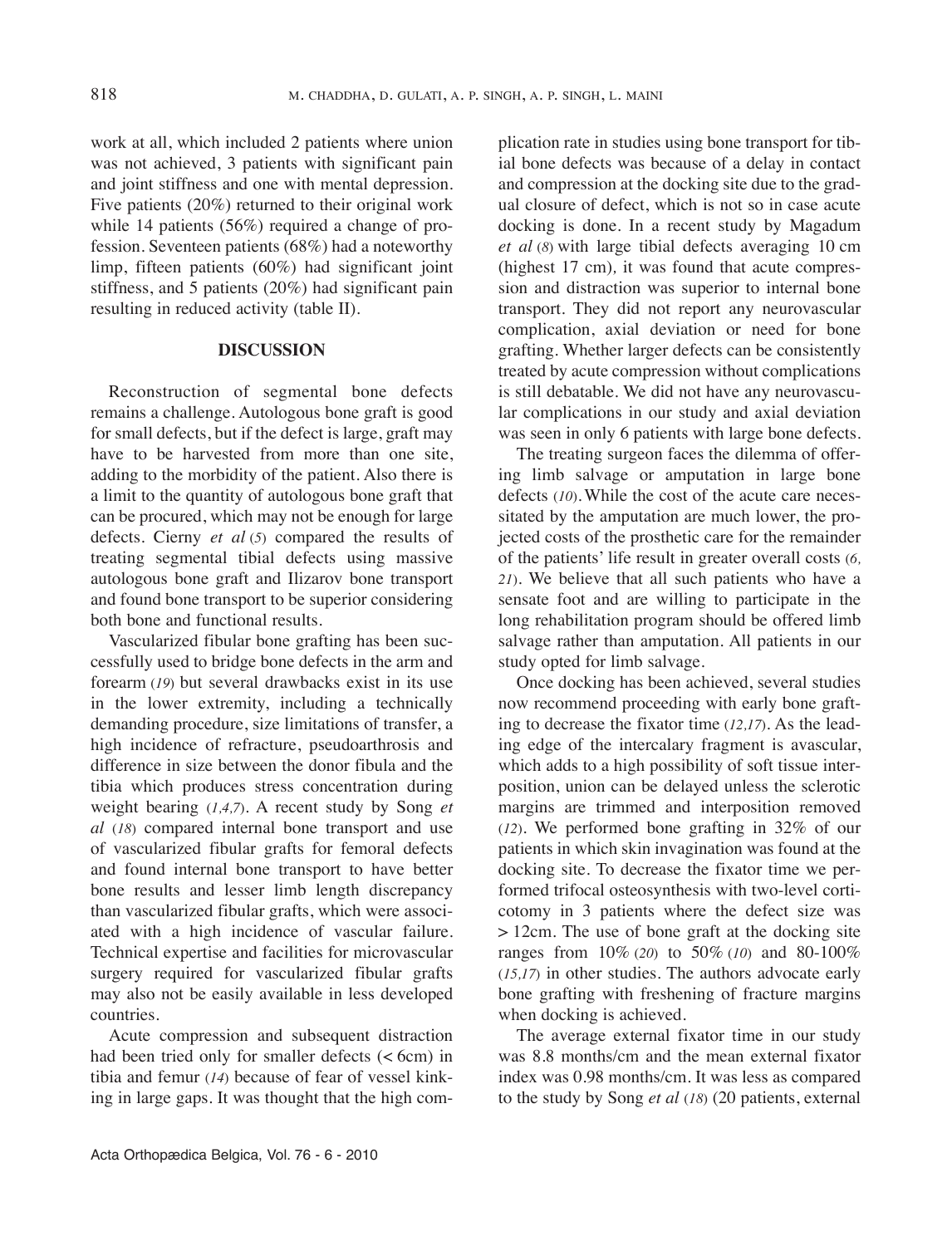work at all, which included 2 patients where union was not achieved, 3 patients with significant pain and joint stiffness and one with mental depression. Five patients (20%) returned to their original work while 14 patients (56%) required a change of profession. Seventeen patients (68%) had a noteworthy limp, fifteen patients (60%) had significant joint stiffness, and 5 patients (20%) had significant pain resulting in reduced activity (table II).

## DISCUSSION

Reconstruction of segmental bone defects remains a challenge. Autologous bone graft is good for small defects, but if the defect is large, graft may have to be harvested from more than one site, adding to the morbidity of the patient. Also there is a limit to the quantity of autologous bone graft that can be procured, which may not be enough for large defects. Cierny *et al* (5) compared the results of treating segmental tibial defects using massive autologous bone graft and Ilizarov bone transport and found bone transport to be superior considering both bone and functional results.

Vascularized fibular bone grafting has been successfully used to bridge bone defects in the arm and forearm (19) but several drawbacks exist in its use in the lower extremity, including a technically demanding procedure, size limitations of transfer, a high incidence of refracture, pseudoarthrosis and difference in size between the donor fibula and the tibia which produces stress concentration during weight bearing (1,4,7). A recent study by Song *et al* (18) compared internal bone transport and use of vascularized fibular grafts for femoral defects and found internal bone transport to have better bone results and lesser limb length discrepancy than vascularized fibular grafts, which were associated with a high incidence of vascular failure. Technical expertise and facilities for microvascular surgery required for vascularized fibular grafts may also not be easily available in less developed countries.

Acute compression and subsequent distraction had been tried only for smaller defects (< 6cm) in tibia and femur (14) because of fear of vessel kinking in large gaps. It was thought that the high complication rate in studies using bone transport for tibial bone defects was because of a delay in contact and compression at the docking site due to the gradual closure of defect, which is not so in case acute docking is done. In a recent study by Magadum *et al* (8) with large tibial defects averaging 10 cm (highest 17 cm), it was found that acute compression and distraction was superior to internal bone transport. They did not report any neurovascular complication, axial deviation or need for bone grafting. Whether larger defects can be consistently treated by acute compression without complications is still debatable. We did not have any neurovascular complications in our study and axial deviation was seen in only 6 patients with large bone defects.

The treating surgeon faces the dilemma of offering limb salvage or amputation in large bone defects (10). While the cost of the acute care necessitated by the amputation are much lower, the projected costs of the prosthetic care for the remainder of the patients' life result in greater overall costs (6, 21). We believe that all such patients who have a sensate foot and are willing to participate in the long rehabilitation program should be offered limb salvage rather than amputation. All patients in our study opted for limb salvage.

Once docking has been achieved, several studies now recommend proceeding with early bone grafting to decrease the fixator time (12,17). As the leading edge of the intercalary fragment is avascular, which adds to a high possibility of soft tissue interposition, union can be delayed unless the sclerotic margins are trimmed and interposition removed (12). We performed bone grafting in 32% of our patients in which skin invagination was found at the docking site. To decrease the fixator time we performed trifocal osteosynthesis with two-level corticotomy in 3 patients where the defect size was > 12cm. The use of bone graft at the docking site ranges from 10% (20) to 50% (10) and 80-100% (15,17) in other studies. The authors advocate early bone grafting with freshening of fracture margins when docking is achieved.

The average external fixator time in our study was 8.8 months/cm and the mean external fixator index was 0.98 months/cm. It was less as compared to the study by Song *et al* (18) (20 patients, external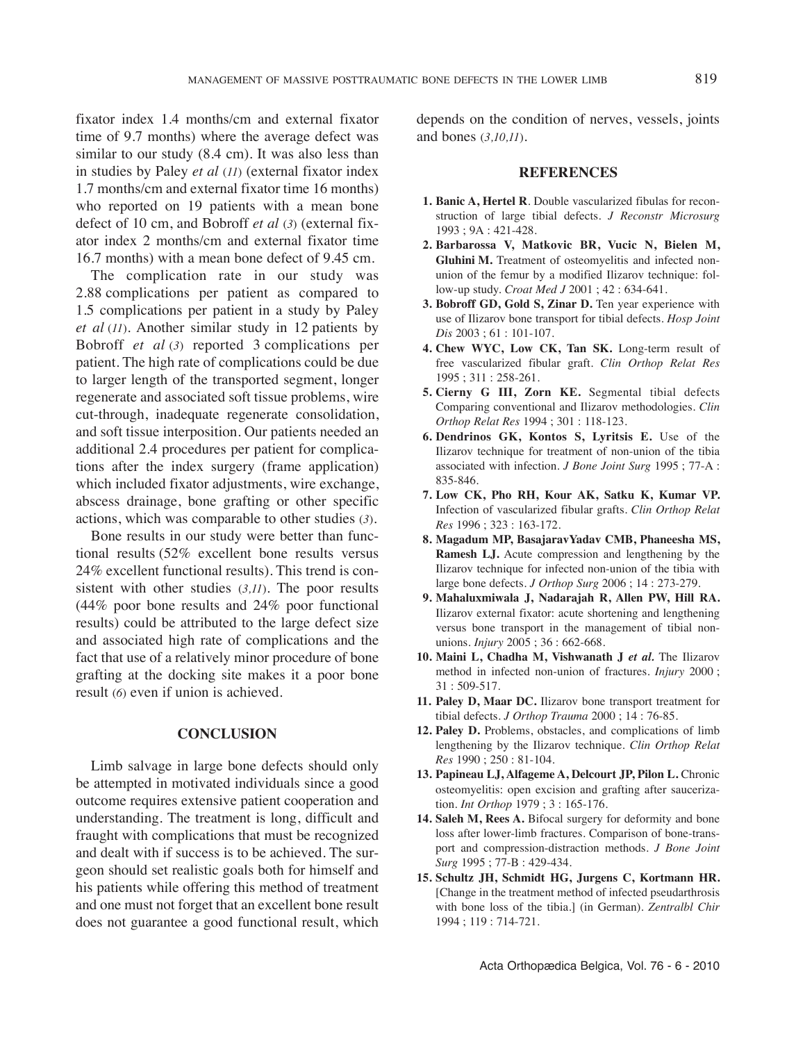fixator index 1.4 months/cm and external fixator time of 9.7 months) where the average defect was similar to our study (8.4 cm). It was also less than in studies by Paley *et al* (*11*) (external fixator index 1.7 months/cm and external fixator time 16 months) who reported on 19 patients with a mean bone defect of 10 cm, and Bobroff *et al* (*3*) (external fixator index 2 months/cm and external fixator time 16.7 months) with a mean bone defect of 9.45 cm.

The complication rate in our study was 2.88 complications per patient as compared to 1.5 complications per patient in a study by Paley *et al* (*11*). Another similar study in 12 patients by Bobroff *et al* (*3*) reported 3 complications per patient. The high rate of complications could be due to larger length of the transported segment, longer regenerate and associated soft tissue problems, wire cut-through, inadequate regenerate consolidation, and soft tissue interposition. Our patients needed an additional 2.4 procedures per patient for complications after the index surgery (frame application) which included fixator adjustments, wire exchange, abscess drainage, bone grafting or other specific actions, which was comparable to other studies (*3*).

Bone results in our study were better than functional results (52% excellent bone results versus 24% excellent functional results). This trend is consistent with other studies (*3,11*). The poor results (44% poor bone results and 24% poor functional results) could be attributed to the large defect size and associated high rate of complications and the fact that use of a relatively minor procedure of bone grafting at the docking site makes it a poor bone result (*6*) even if union is achieved.

## CONCLUSION

Limb salvage in large bone defects should only be attempted in motivated individuals since a good outcome requires extensive patient cooperation and understanding. The treatment is long, difficult and fraught with complications that must be recognized and dealt with if success is to be achieved. The surgeon should set realistic goals both for himself and his patients while offering this method of treatment and one must not forget that an excellent bone result does not guarantee a good functional result, which depends on the condition of nerves, vessels, joints and bones (*3,10,11*).

## REFERENCES

1. **Banic A, Hertel R**. Double vascularized fibulas for reconstruction of large tibial defects. *J Reconstr Microsurg* 1993 ; 9A : 421-428.
2. **Barbarossa V, Matkovic BR, Vucic N, Bielen M, Gluhini M.** Treatment of osteomyelitis and infected nonunion of the femur by a modified Ilizarov technique: follow-up study. *Croat Med J* 2001 ; 42 : 634-641.
3. **Bobroff GD, Gold S, Zinar D.** Ten year experience with use of Ilizarov bone transport for tibial defects. *Hosp Joint Dis* 2003 ; 61 : 101-107.
4. **Chew WYC, Low CK, Tan SK.** Long-term result of free vascularized fibular graft. *Clin Orthop Relat Res* 1995 ; 311 : 258-261.
5. **Cierny G III, Zorn KE.** Segmental tibial defects Comparing conventional and Ilizarov methodologies. *Clin Orthop Relat Res* 1994 ; 301 : 118-123.
6. **Dendrinos GK, Kontos S, Lyritsis E.** Use of the Ilizarov technique for treatment of non-union of the tibia associated with infection. *J Bone Joint Surg* 1995 ; 77-A : 835-846.
7. **Low CK, Pho RH, Kour AK, Satku K, Kumar VP.** Infection of vascularized fibular grafts. *Clin Orthop Relat Res* 1996 ; 323 : 163-172.
8. **Magadum MP, BasajaravYadav CMB, Phaneesha MS, Ramesh LJ.** Acute compression and lengthening by the Ilizarov technique for infected non-union of the tibia with large bone defects. *J Orthop Surg* 2006 ; 14 : 273-279.
9. **Mahaluxmiwala J, Nadarajah R, Allen PW, Hill RA.** Ilizarov external fixator: acute shortening and lengthening versus bone transport in the management of tibial non-unions. *Injury* 2005 ; 36 : 662-668.
10. **Maini L, Chadha M, Vishwanath J *et al.*** The Ilizarov method in infected non-union of fractures. *Injury* 2000 ; 31 : 509-517.
11. **Paley D, Maar DC.** Ilizarov bone transport treatment for tibial defects. *J Orthop Trauma* 2000 ; 14 : 76-85.
12. **Paley D.** Problems, obstacles, and complications of limb lengthening by the Ilizarov technique. *Clin Orthop Relat Res* 1990 ; 250 : 81-104.
13. **Papineau LJ, Alfageme A, Delcourt JP, Pilon L.** Chronic osteomyelitis: open excision and grafting after saucerization. *Int Orthop* 1979 ; 3 : 165-176.
14. **Saleh M, Rees A.** Bifocal surgery for deformity and bone loss after lower-limb fractures. Comparison of bone-transport and compression-distraction methods. *J Bone Joint Surg* 1995 ; 77-B : 429-434.
15. **Schultz JH, Schmidt HG, Jurgens C, Kortmann HR.** [Change in the treatment method of infected pseudarthrosis with bone loss of the tibia.] (in German). *Zentralbl Chir* 1994 ; 119 : 714-721.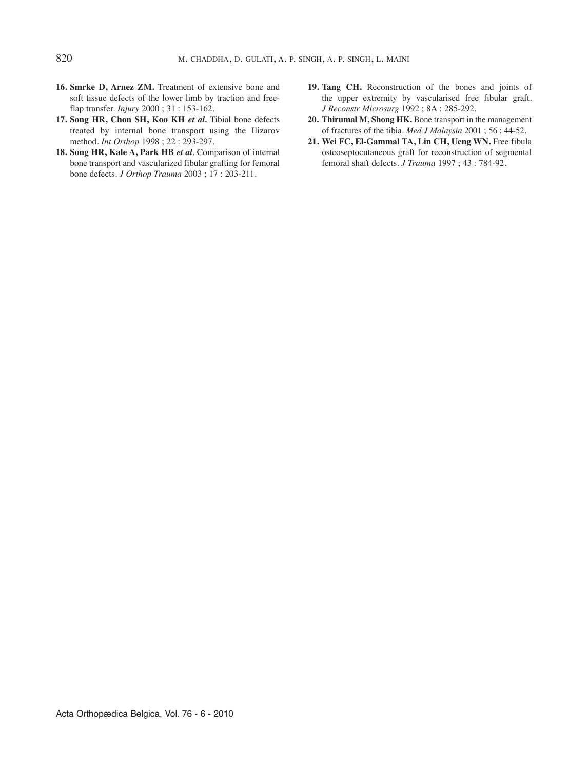16. **Smrke D, Arnez ZM.** Treatment of extensive bone and soft tissue defects of the lower limb by traction and free-flap transfer. *Injury* 2000 ; 31 : 153-162.
17. **Song HR, Chon SH, Koo KH *et al*.** Tibial bone defects treated by internal bone transport using the Ilizarov method. *Int Orthop* 1998 ; 22 : 293-297.
18. **Song HR, Kale A, Park HB *et al*.** Comparison of internal bone transport and vascularized fibular grafting for femoral bone defects. *J Orthop Trauma* 2003 ; 17 : 203-211.
19. **Tang CH.** Reconstruction of the bones and joints of the upper extremity by vascularised free fibular graft. *J Reconstr Microsurg* 1992 ; 8A : 285-292.
20. **Thirumal M, Shong HK.** Bone transport in the management of fractures of the tibia. *Med J Malaysia* 2001 ; 56 : 44-52.
21. **Wei FC, El-Gammal TA, Lin CH, Ueng WN.** Free fibula osteoseptocutaneous graft for reconstruction of segmental femoral shaft defects. *J Trauma* 1997 ; 43 : 784-92.